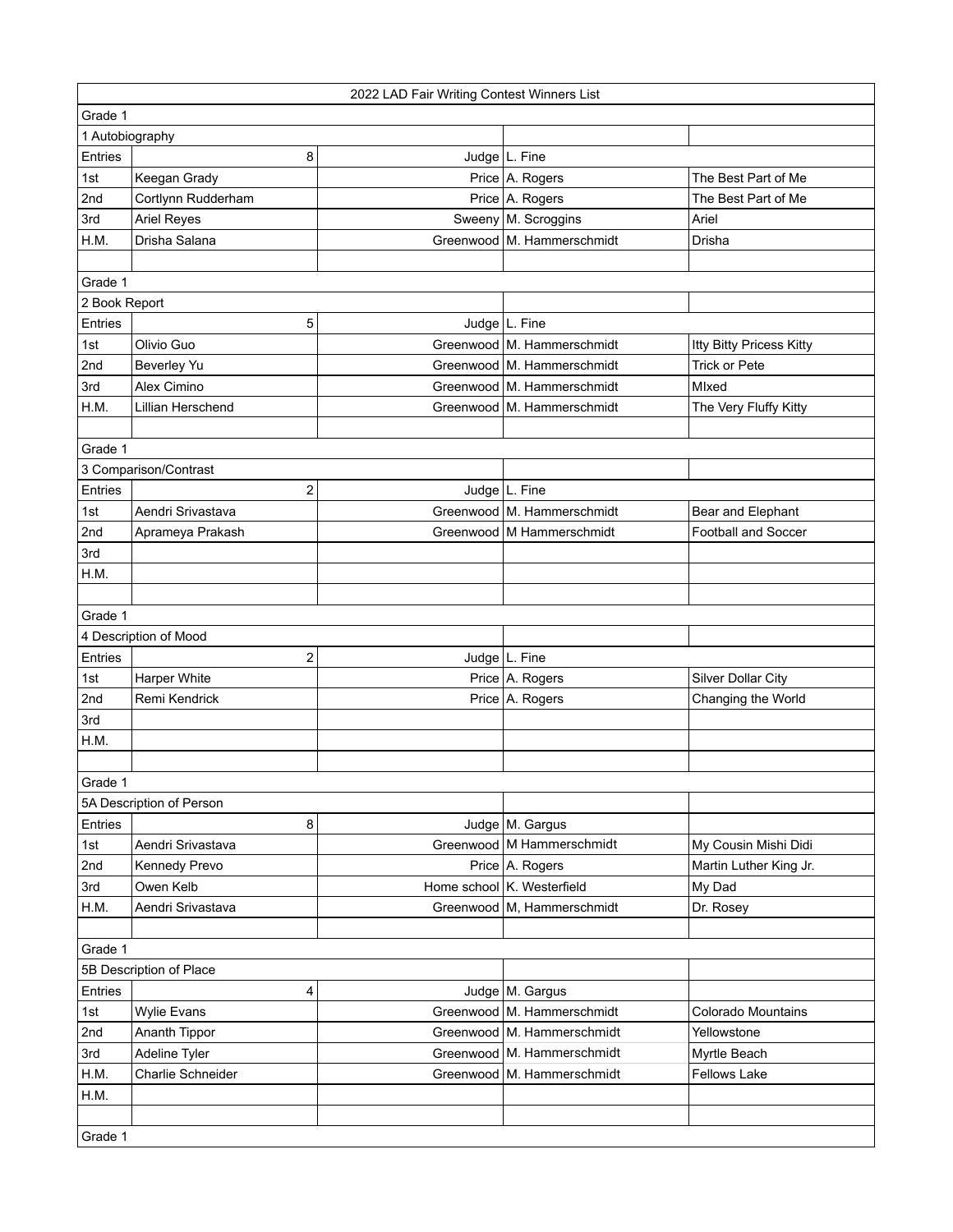| 2022 LAD Fair Writing Contest Winners List | | | | |
|---|---|---|---|---|
| Grade 1 | | | | |
| 1 Autobiography | | | | |
| Entries | 8 | Judge | L. Fine | |
| 1st | Keegan Grady | Price | A. Rogers | The Best Part of Me |
| 2nd | Cortlynn Rudderham | Price | A. Rogers | The Best Part of Me |
| 3rd | Ariel Reyes | Sweeny | M. Scroggins | Ariel |
| H.M. | Drisha Salana | Greenwood | M. Hammerschmidt | Drisha |
| | | | | |
| Grade 1 | | | | |
| 2 Book Report | | | | |
| Entries | 5 | Judge | L. Fine | |
| 1st | Olivio Guo | Greenwood | M. Hammerschmidt | Itty Bitty Pricess Kitty |
| 2nd | Beverley Yu | Greenwood | M. Hammerschmidt | Trick or Pete |
| 3rd | Alex Cimino | Greenwood | M. Hammerschmidt | MIxed |
| H.M. | Lillian Herschend | Greenwood | M. Hammerschmidt | The Very Fluffy Kitty |
| | | | | |
| Grade 1 | | | | |
| 3 Comparison/Contrast | | | | |
| Entries | 2 | Judge | L. Fine | |
| 1st | Aendri Srivastava | Greenwood | M. Hammerschmidt | Bear and Elephant |
| 2nd | Aprameya Prakash | Greenwood | M Hammerschmidt | Football and Soccer |
| 3rd | | | | |
| H.M. | | | | |
| | | | | |
| Grade 1 | | | | |
| 4 Description of Mood | | | | |
| Entries | 2 | Judge | L. Fine | |
| 1st | Harper White | Price | A. Rogers | Silver Dollar City |
| 2nd | Remi Kendrick | Price | A. Rogers | Changing the World |
| 3rd | | | | |
| H.M. | | | | |
| | | | | |
| Grade 1 | | | | |
| 5A Description of Person | | | | |
| Entries | 8 | Judge | M. Gargus | |
| 1st | Aendri Srivastava | Greenwood | M Hammerschmidt | My Cousin Mishi Didi |
| 2nd | Kennedy Prevo | Price | A. Rogers | Martin Luther King Jr. |
| 3rd | Owen Kelb | Home school | K. Westerfield | My Dad |
| H.M. | Aendri Srivastava | Greenwood | M, Hammerschmidt | Dr. Rosey |
| | | | | |
| Grade 1 | | | | |
| 5B Description of Place | | | | |
| Entries | 4 | Judge | M. Gargus | |
| 1st | Wylie Evans | Greenwood | M. Hammerschmidt | Colorado Mountains |
| 2nd | Ananth Tippor | Greenwood | M. Hammerschmidt | Yellowstone |
| 3rd | Adeline Tyler | Greenwood | M. Hammerschmidt | Myrtle Beach |
| H.M. | Charlie Schneider | Greenwood | M. Hammerschmidt | Fellows Lake |
| H.M. | | | | |
| | | | | |
| Grade 1 | | | | |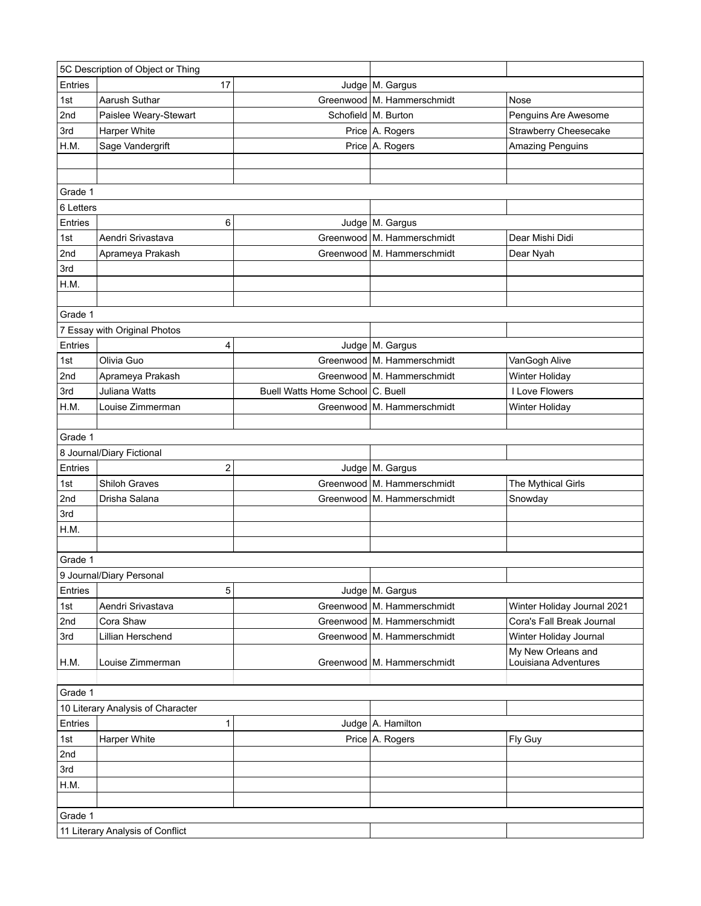| 5C Description of Object or Thing | | | | |
|---|---|---|---|---|
| Entries | 17 | Judge | M. Gargus | |
| 1st | Aarush Suthar | Greenwood | M. Hammerschmidt | Nose |
| 2nd | Paislee Weary-Stewart | Schofield | M. Burton | Penguins Are Awesome |
| 3rd | Harper White | Price | A. Rogers | Strawberry Cheesecake |
| H.M. | Sage Vandergrift | Price | A. Rogers | Amazing Penguins |
| | | | | |
| | | | | |
| Grade 1 | | | | |
| 6 Letters | | | | |
| Entries | 6 | Judge | M. Gargus | |
| 1st | Aendri Srivastava | Greenwood | M. Hammerschmidt | Dear Mishi Didi |
| 2nd | Aprameya Prakash | Greenwood | M. Hammerschmidt | Dear Nyah |
| 3rd | | | | |
| H.M. | | | | |
| | | | | |
| Grade 1 | | | | |
| 7 Essay with Original Photos | | | | |
| Entries | 4 | Judge | M. Gargus | |
| 1st | Olivia Guo | Greenwood | M. Hammerschmidt | VanGogh Alive |
| 2nd | Aprameya Prakash | Greenwood | M. Hammerschmidt | Winter Holiday |
| 3rd | Juliana Watts | Buell Watts Home School | C. Buell | I Love Flowers |
| H.M. | Louise Zimmerman | Greenwood | M. Hammerschmidt | Winter Holiday |
| | | | | |
| Grade 1 | | | | |
| 8 Journal/Diary Fictional | | | | |
| Entries | 2 | Judge | M. Gargus | |
| 1st | Shiloh Graves | Greenwood | M. Hammerschmidt | The Mythical Girls |
| 2nd | Drisha Salana | Greenwood | M. Hammerschmidt | Snowday |
| 3rd | | | | |
| H.M. | | | | |
| | | | | |
| Grade 1 | | | | |
| 9 Journal/Diary Personal | | | | |
| Entries | 5 | Judge | M. Gargus | |
| 1st | Aendri Srivastava | Greenwood | M. Hammerschmidt | Winter Holiday Journal 2021 |
| 2nd | Cora Shaw | Greenwood | M. Hammerschmidt | Cora's Fall Break Journal |
| 3rd | Lillian Herschend | Greenwood | M. Hammerschmidt | Winter Holiday Journal |
| H.M. | Louise Zimmerman | Greenwood | M. Hammerschmidt | My New Orleans and Louisiana Adventures |
| | | | | |
| Grade 1 | | | | |
| 10 Literary Analysis of Character | | | | |
| Entries | 1 | Judge | A. Hamilton | |
| 1st | Harper White | Price | A. Rogers | Fly Guy |
| 2nd | | | | |
| 3rd | | | | |
| H.M. | | | | |
| | | | | |
| Grade 1 | | | | |
| 11 Literary Analysis of Conflict | | | | |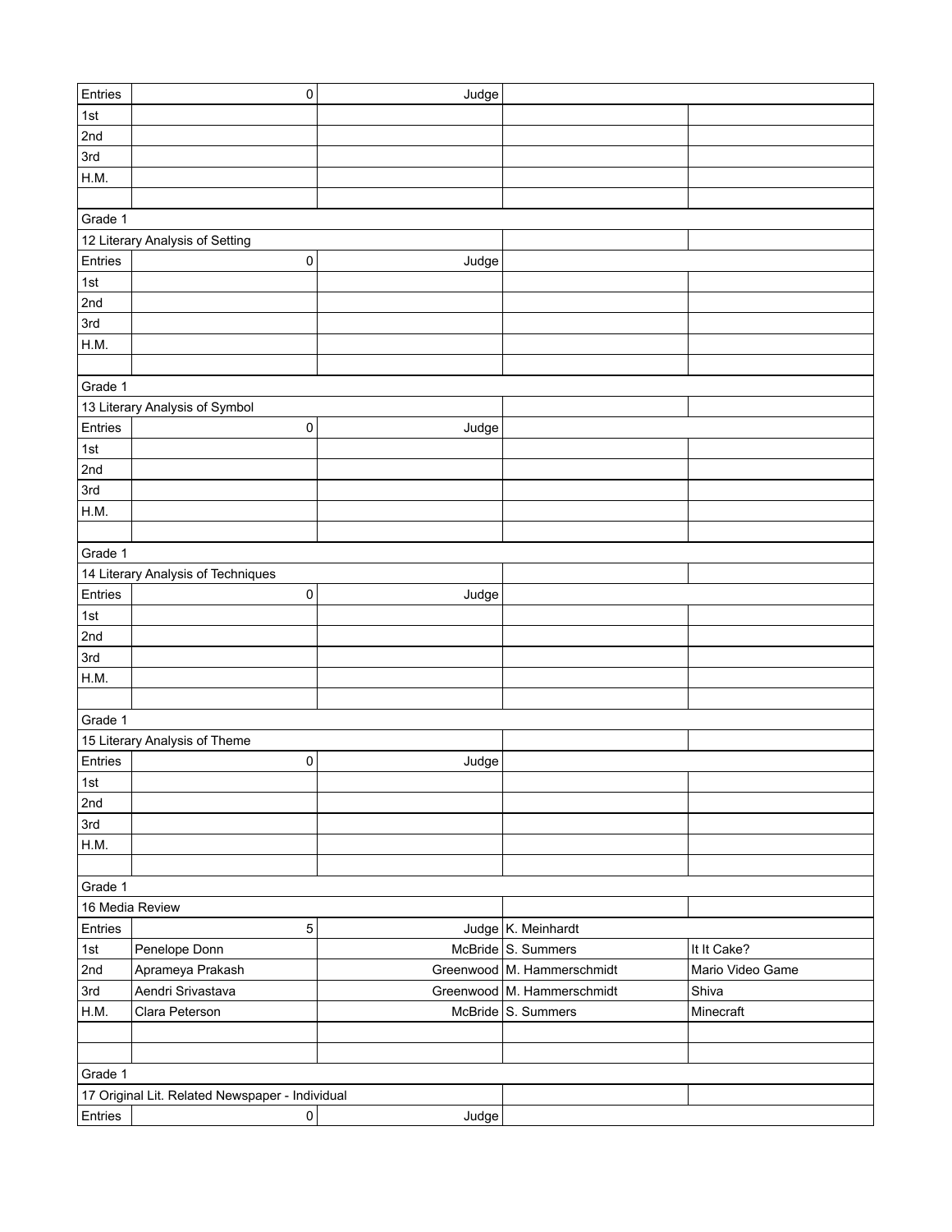| Entries | 0 | Judge | | |
|---|---|---|---|---|
| 1st | | | | |
| 2nd | | | | |
| 3rd | | | | |
| H.M. | | | | |
| | | | | |
| Grade 1 | | | | |
| 12 Literary Analysis of Setting | | | | |
| Entries | 0 | Judge | | |
| 1st | | | | |
| 2nd | | | | |
| 3rd | | | | |
| H.M. | | | | |
| | | | | |
| Grade 1 | | | | |
| 13 Literary Analysis of Symbol | | | | |
| Entries | 0 | Judge | | |
| 1st | | | | |
| 2nd | | | | |
| 3rd | | | | |
| H.M. | | | | |
| | | | | |
| Grade 1 | | | | |
| 14 Literary Analysis of Techniques | | | | |
| Entries | 0 | Judge | | |
| 1st | | | | |
| 2nd | | | | |
| 3rd | | | | |
| H.M. | | | | |
| | | | | |
| Grade 1 | | | | |
| 15 Literary Analysis of Theme | | | | |
| Entries | 0 | Judge | | |
| 1st | | | | |
| 2nd | | | | |
| 3rd | | | | |
| H.M. | | | | |
| | | | | |
| Grade 1 | | | | |
| 16 Media Review | | | | |
| Entries | 5 | Judge | K. Meinhardt | |
| 1st | Penelope Donn | McBride | S. Summers | It It Cake? |
| 2nd | Aprameya Prakash | Greenwood | M. Hammerschmidt | Mario Video Game |
| 3rd | Aendri Srivastava | Greenwood | M. Hammerschmidt | Shiva |
| H.M. | Clara Peterson | McBride | S. Summers | Minecraft |
| | | | | |
| | | | | |
| Grade 1 | | | | |
| 17 Original Lit. Related Newspaper - Individual | | | | |
| Entries | 0 | Judge | | |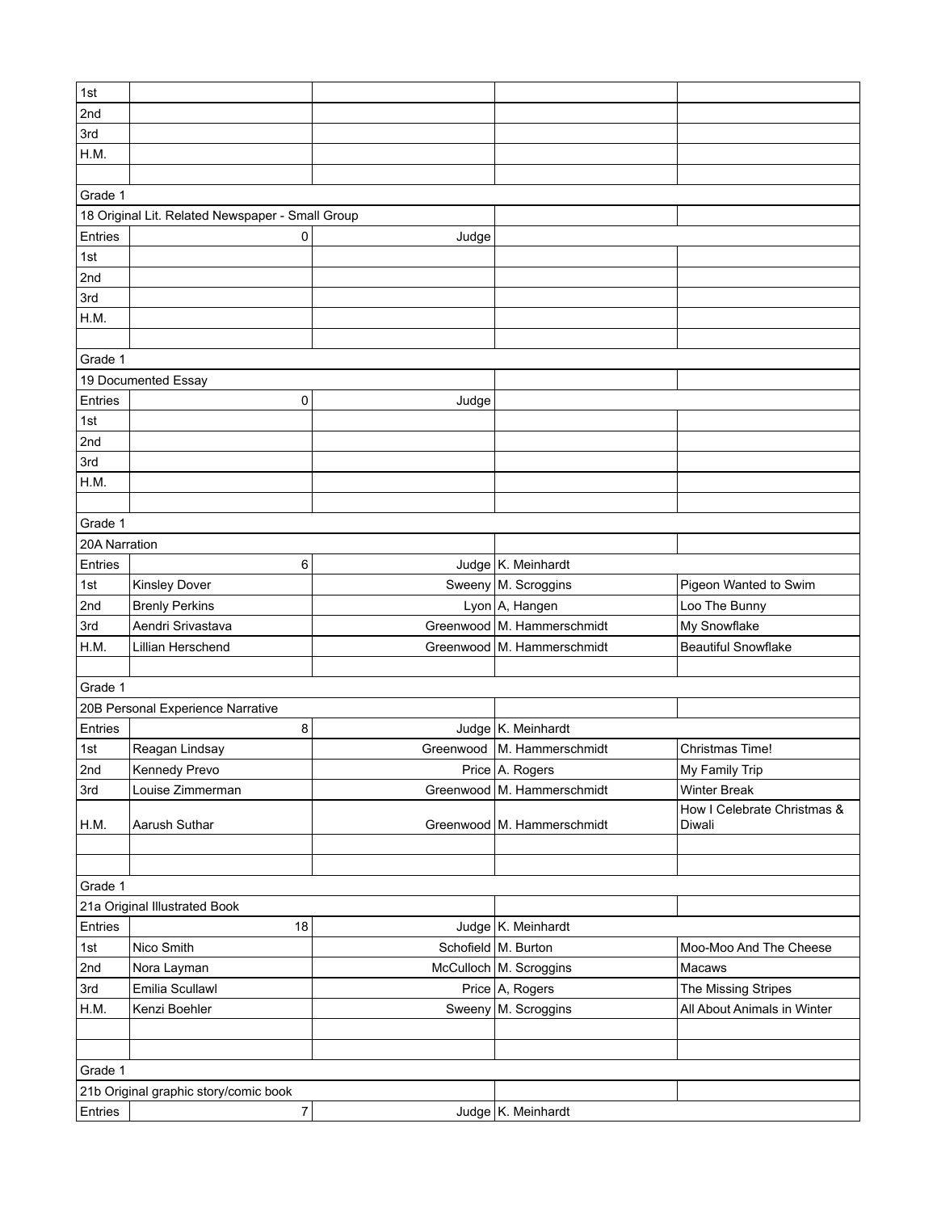| | | | | |
|---|---|---|---|---|
| 1st | | | | |
| 2nd | | | | |
| 3rd | | | | |
| H.M. | | | | |
| | | | | |
| Grade 1 | | | | |
| 18 Original Lit. Related Newspaper - Small Group | | | | |
| Entries | 0 | Judge | | |
| 1st | | | | |
| 2nd | | | | |
| 3rd | | | | |
| H.M. | | | | |
| | | | | |
| Grade 1 | | | | |
| 19 Documented Essay | | | | |
| Entries | 0 | Judge | | |
| 1st | | | | |
| 2nd | | | | |
| 3rd | | | | |
| H.M. | | | | |
| | | | | |
| Grade 1 | | | | |
| 20A Narration | | | | |
| Entries | 6 | Judge | K. Meinhardt | |
| 1st | Kinsley Dover | Sweeny | M. Scroggins | Pigeon Wanted to Swim |
| 2nd | Brenly Perkins | Lyon | A, Hangen | Loo The Bunny |
| 3rd | Aendri Srivastava | Greenwood | M. Hammerschmidt | My Snowflake |
| H.M. | Lillian Herschend | Greenwood | M. Hammerschmidt | Beautiful Snowflake |
| | | | | |
| Grade 1 | | | | |
| 20B Personal Experience Narrative | | | | |
| Entries | 8 | Judge | K. Meinhardt | |
| 1st | Reagan Lindsay | Greenwood | M. Hammerschmidt | Christmas Time! |
| 2nd | Kennedy Prevo | Price | A. Rogers | My Family Trip |
| 3rd | Louise Zimmerman | Greenwood | M. Hammerschmidt | Winter Break |
| H.M. | Aarush Suthar | Greenwood | M. Hammerschmidt | How I Celebrate Christmas & Diwali |
| | | | | |
| | | | | |
| Grade 1 | | | | |
| 21a Original Illustrated Book | | | | |
| Entries | 18 | Judge | K. Meinhardt | |
| 1st | Nico Smith | Schofield | M. Burton | Moo-Moo And The Cheese |
| 2nd | Nora Layman | McCulloch | M. Scroggins | Macaws |
| 3rd | Emilia Scullawl | Price | A, Rogers | The Missing Stripes |
| H.M. | Kenzi Boehler | Sweeny | M. Scroggins | All About Animals in Winter |
| | | | | |
| | | | | |
| Grade 1 | | | | |
| 21b Original graphic story/comic book | | | | |
| Entries | 7 | Judge | K. Meinhardt | |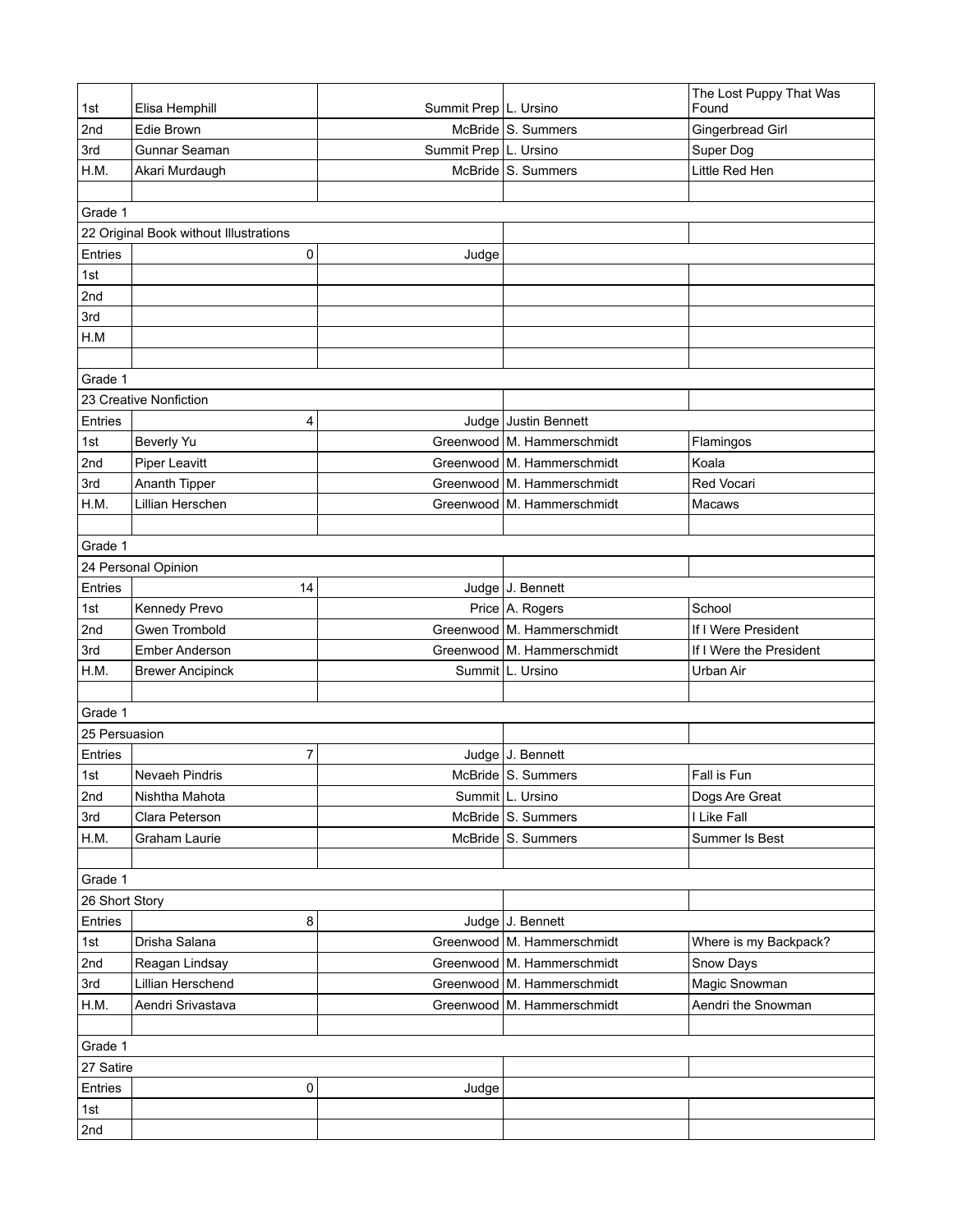| | | | | |
|---|---|---|---|---|
| 1st | Elisa Hemphill | Summit Prep | L. Ursino | The Lost Puppy That Was Found |
| 2nd | Edie Brown | McBride | S. Summers | Gingerbread Girl |
| 3rd | Gunnar Seaman | Summit Prep | L. Ursino | Super Dog |
| H.M. | Akari Murdaugh | McBride | S. Summers | Little Red Hen |
| | | | | |
| Grade 1 | | | | |
| 22 Original Book without Illustrations | | | | |
| Entries | 0 | Judge | | |
| 1st | | | | |
| 2nd | | | | |
| 3rd | | | | |
| H.M | | | | |
| | | | | |
| Grade 1 | | | | |
| 23 Creative Nonfiction | | | | |
| Entries | 4 | Judge | Justin Bennett | |
| 1st | Beverly Yu | Greenwood | M. Hammerschmidt | Flamingos |
| 2nd | Piper Leavitt | Greenwood | M. Hammerschmidt | Koala |
| 3rd | Ananth Tipper | Greenwood | M. Hammerschmidt | Red Vocari |
| H.M. | Lillian Herschen | Greenwood | M. Hammerschmidt | Macaws |
| | | | | |
| Grade 1 | | | | |
| 24 Personal Opinion | | | | |
| Entries | 14 | Judge | J. Bennett | |
| 1st | Kennedy Prevo | Price | A. Rogers | School |
| 2nd | Gwen Trombold | Greenwood | M. Hammerschmidt | If I Were President |
| 3rd | Ember Anderson | Greenwood | M. Hammerschmidt | If I Were the President |
| H.M. | Brewer Ancipinck | Summit | L. Ursino | Urban Air |
| | | | | |
| Grade 1 | | | | |
| 25 Persuasion | | | | |
| Entries | 7 | Judge | J. Bennett | |
| 1st | Nevaeh Pindris | McBride | S. Summers | Fall is Fun |
| 2nd | Nishtha Mahota | Summit | L. Ursino | Dogs Are Great |
| 3rd | Clara Peterson | McBride | S. Summers | I Like Fall |
| H.M. | Graham Laurie | McBride | S. Summers | Summer Is Best |
| | | | | |
| Grade 1 | | | | |
| 26 Short Story | | | | |
| Entries | 8 | Judge | J. Bennett | |
| 1st | Drisha Salana | Greenwood | M. Hammerschmidt | Where is my Backpack? |
| 2nd | Reagan Lindsay | Greenwood | M. Hammerschmidt | Snow Days |
| 3rd | Lillian Herschend | Greenwood | M. Hammerschmidt | Magic Snowman |
| H.M. | Aendri Srivastava | Greenwood | M. Hammerschmidt | Aendri the Snowman |
| | | | | |
| Grade 1 | | | | |
| 27 Satire | | | | |
| Entries | 0 | Judge | | |
| 1st | | | | |
| 2nd | | | | |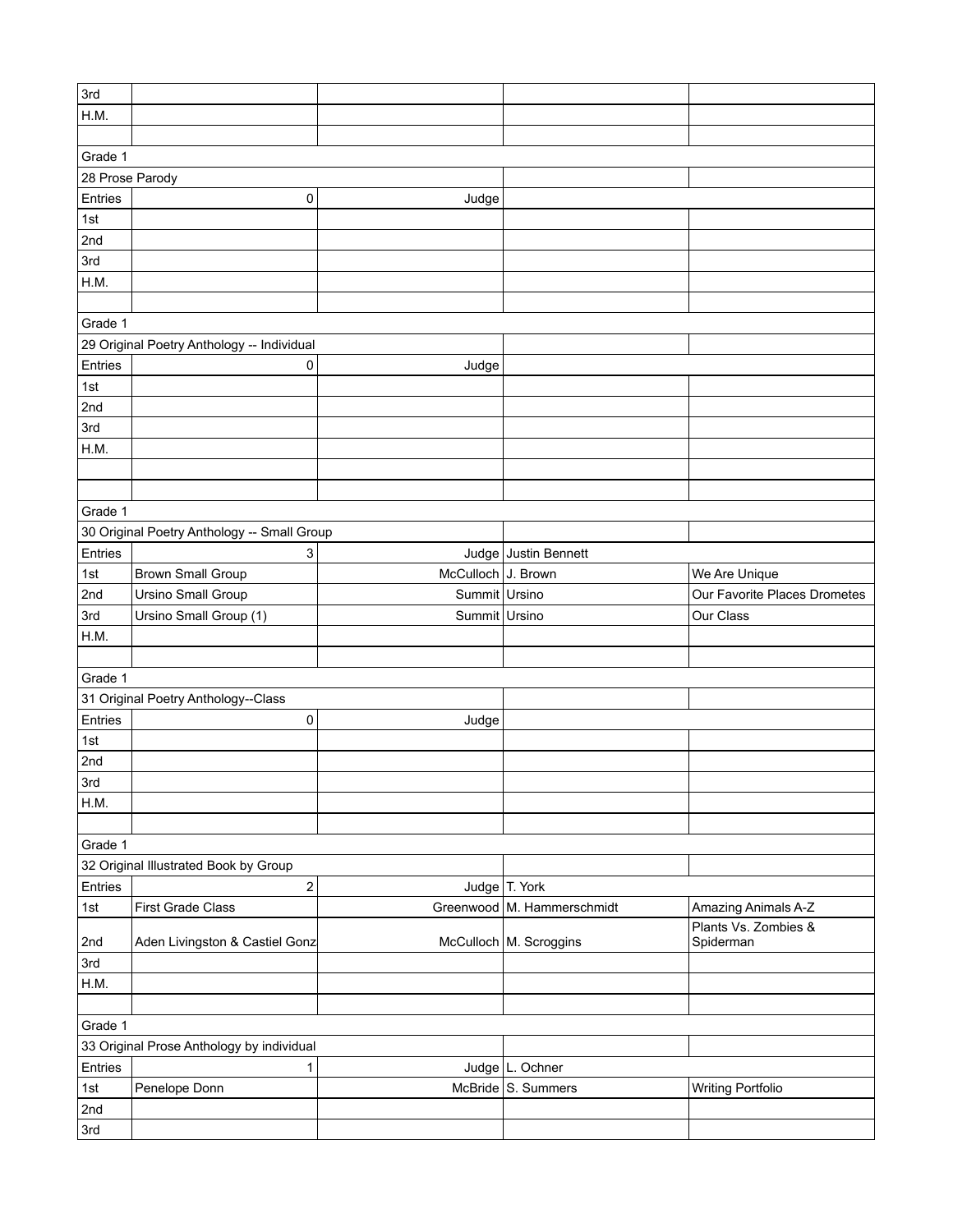| | | | | |
|---|---|---|---|---|
| 3rd | | | | |
| H.M. | | | | |
| | | | | |
| Grade 1 | | | | |
| 28 Prose Parody | | | | |
| Entries | 0 | Judge | | |
| 1st | | | | |
| 2nd | | | | |
| 3rd | | | | |
| H.M. | | | | |
| | | | | |
| Grade 1 | | | | |
| 29 Original Poetry Anthology -- Individual | | | | |
| Entries | 0 | Judge | | |
| 1st | | | | |
| 2nd | | | | |
| 3rd | | | | |
| H.M. | | | | |
| | | | | |
| | | | | |
| Grade 1 | | | | |
| 30 Original Poetry Anthology -- Small Group | | | | |
| Entries | 3 | Judge | Justin Bennett | |
| 1st | Brown Small Group | McCulloch | J. Brown | We Are Unique |
| 2nd | Ursino Small Group | Summit | Ursino | Our Favorite Places Drometes |
| 3rd | Ursino Small Group (1) | Summit | Ursino | Our Class |
| H.M. | | | | |
| | | | | |
| Grade 1 | | | | |
| 31 Original Poetry Anthology--Class | | | | |
| Entries | 0 | Judge | | |
| 1st | | | | |
| 2nd | | | | |
| 3rd | | | | |
| H.M. | | | | |
| | | | | |
| Grade 1 | | | | |
| 32 Original Illustrated Book by Group | | | | |
| Entries | 2 | Judge | T. York | |
| 1st | First Grade Class | Greenwood | M. Hammerschmidt | Amazing Animals A-Z |
| 2nd | Aden Livingston & Castiel Gonz | McCulloch | M. Scroggins | Plants Vs. Zombies & Spiderman |
| 3rd | | | | |
| H.M. | | | | |
| | | | | |
| Grade 1 | | | | |
| 33 Original Prose Anthology by individual | | | | |
| Entries | 1 | Judge | L. Ochner | |
| 1st | Penelope Donn | McBride | S. Summers | Writing Portfolio |
| 2nd | | | | |
| 3rd | | | | |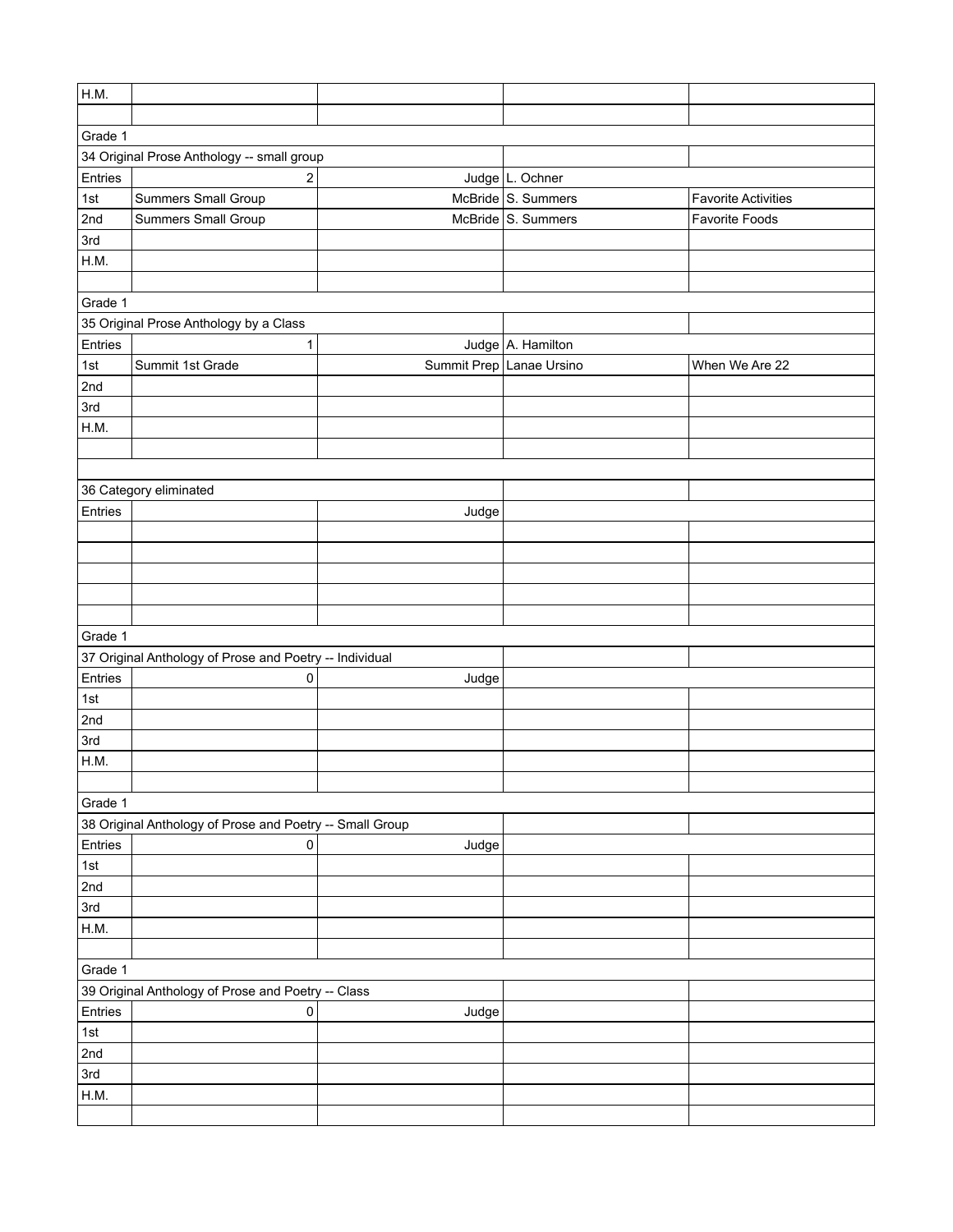| | | | | |
|---|---|---|---|---|
| H.M. | | | | |
| | | | | |
| Grade 1 | | | | |
| 34 Original Prose Anthology -- small group | | | | |
| Entries | 2 | Judge | L. Ochner | |
| 1st | Summers Small Group | McBride | S. Summers | Favorite Activities |
| 2nd | Summers Small Group | McBride | S. Summers | Favorite Foods |
| 3rd | | | | |
| H.M. | | | | |
| | | | | |
| Grade 1 | | | | |
| 35 Original Prose Anthology by a Class | | | | |
| Entries | 1 | Judge | A. Hamilton | |
| 1st | Summit 1st Grade | Summit Prep | Lanae Ursino | When We Are 22 |
| 2nd | | | | |
| 3rd | | | | |
| H.M. | | | | |
| | | | | |
| | | | | |
| 36 Category eliminated | | | | |
| Entries | | Judge | | |
| | | | | |
| | | | | |
| | | | | |
| | | | | |
| | | | | |
| Grade 1 | | | | |
| 37 Original Anthology of Prose and Poetry -- Individual | | | | |
| Entries | 0 | Judge | | |
| 1st | | | | |
| 2nd | | | | |
| 3rd | | | | |
| H.M. | | | | |
| | | | | |
| Grade 1 | | | | |
| 38 Original Anthology of Prose and Poetry -- Small Group | | | | |
| Entries | 0 | Judge | | |
| 1st | | | | |
| 2nd | | | | |
| 3rd | | | | |
| H.M. | | | | |
| | | | | |
| Grade 1 | | | | |
| 39 Original Anthology of Prose and Poetry -- Class | | | | |
| Entries | 0 | Judge | | |
| 1st | | | | |
| 2nd | | | | |
| 3rd | | | | |
| H.M. | | | | |
| | | | | |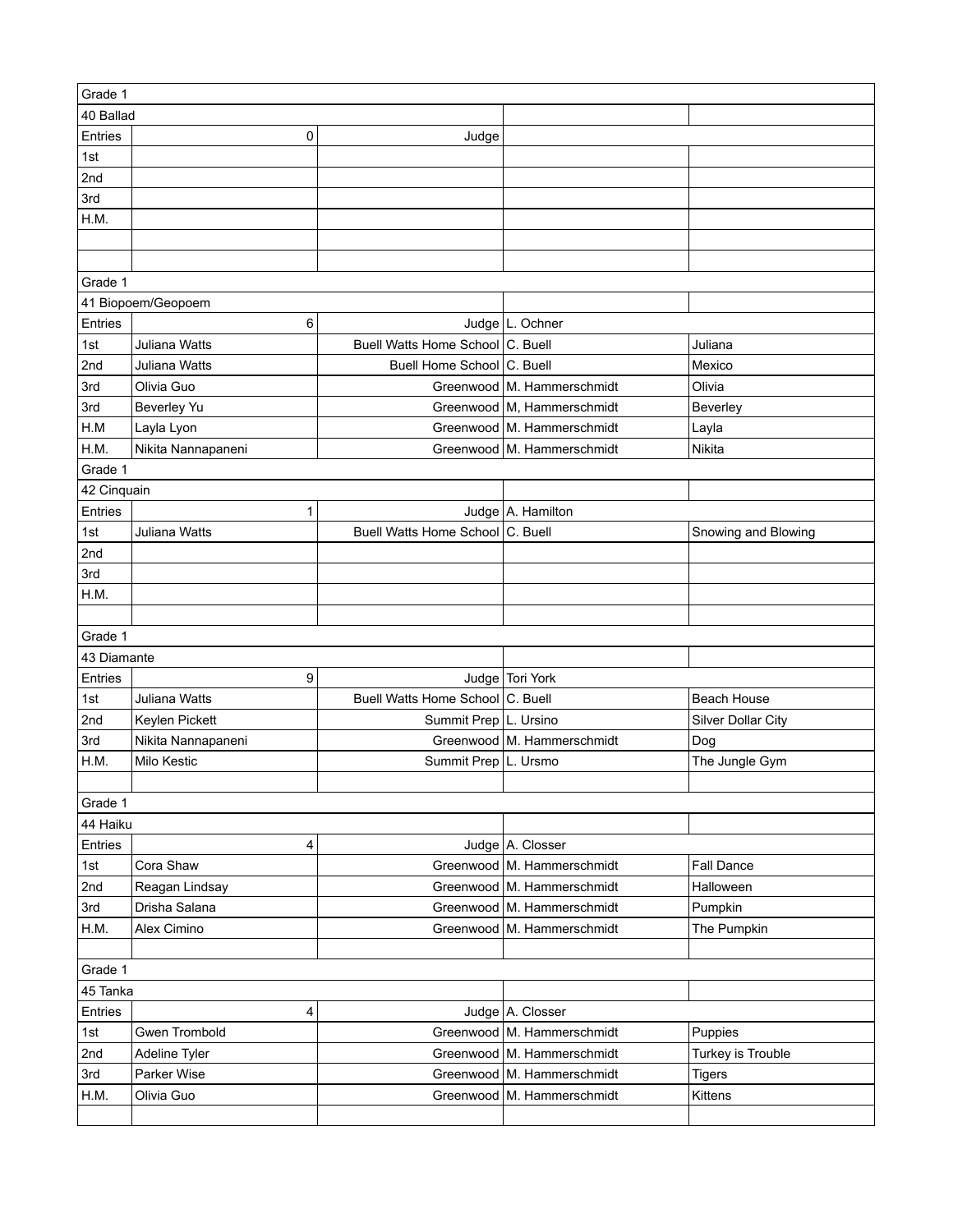| Grade 1 | | | | |
|---|---|---|---|---|
| 40 Ballad | | | | |
| Entries | 0 | Judge | | |
| 1st | | | | |
| 2nd | | | | |
| 3rd | | | | |
| H.M. | | | | |
| | | | | |
| | | | | |
| Grade 1 | | | | |
| 41 Biopoem/Geopoem | | | | |
| Entries | 6 | Judge | L. Ochner | |
| 1st | Juliana Watts | Buell Watts Home School | C. Buell | Juliana |
| 2nd | Juliana Watts | Buell Home School | C. Buell | Mexico |
| 3rd | Olivia Guo | Greenwood | M. Hammerschmidt | Olivia |
| 3rd | Beverley Yu | Greenwood | M, Hammerschmidt | Beverley |
| H.M | Layla Lyon | Greenwood | M. Hammerschmidt | Layla |
| H.M. | Nikita Nannapaneni | Greenwood | M. Hammerschmidt | Nikita |
| Grade 1 | | | | |
| 42 Cinquain | | | | |
| Entries | 1 | Judge | A. Hamilton | |
| 1st | Juliana Watts | Buell Watts Home School | C. Buell | Snowing and Blowing |
| 2nd | | | | |
| 3rd | | | | |
| H.M. | | | | |
| | | | | |
| Grade 1 | | | | |
| 43 Diamante | | | | |
| Entries | 9 | Judge | Tori York | |
| 1st | Juliana Watts | Buell Watts Home School | C. Buell | Beach House |
| 2nd | Keylen Pickett | Summit Prep | L. Ursino | Silver Dollar City |
| 3rd | Nikita Nannapaneni | Greenwood | M. Hammerschmidt | Dog |
| H.M. | Milo Kestic | Summit Prep | L. Ursmo | The Jungle Gym |
| | | | | |
| Grade 1 | | | | |
| 44 Haiku | | | | |
| Entries | 4 | Judge | A. Closser | |
| 1st | Cora Shaw | Greenwood | M. Hammerschmidt | Fall Dance |
| 2nd | Reagan Lindsay | Greenwood | M. Hammerschmidt | Halloween |
| 3rd | Drisha Salana | Greenwood | M. Hammerschmidt | Pumpkin |
| H.M. | Alex Cimino | Greenwood | M. Hammerschmidt | The Pumpkin |
| | | | | |
| Grade 1 | | | | |
| 45 Tanka | | | | |
| Entries | 4 | Judge | A. Closser | |
| 1st | Gwen Trombold | Greenwood | M. Hammerschmidt | Puppies |
| 2nd | Adeline Tyler | Greenwood | M. Hammerschmidt | Turkey is Trouble |
| 3rd | Parker Wise | Greenwood | M. Hammerschmidt | Tigers |
| H.M. | Olivia Guo | Greenwood | M. Hammerschmidt | Kittens |
| | | | | |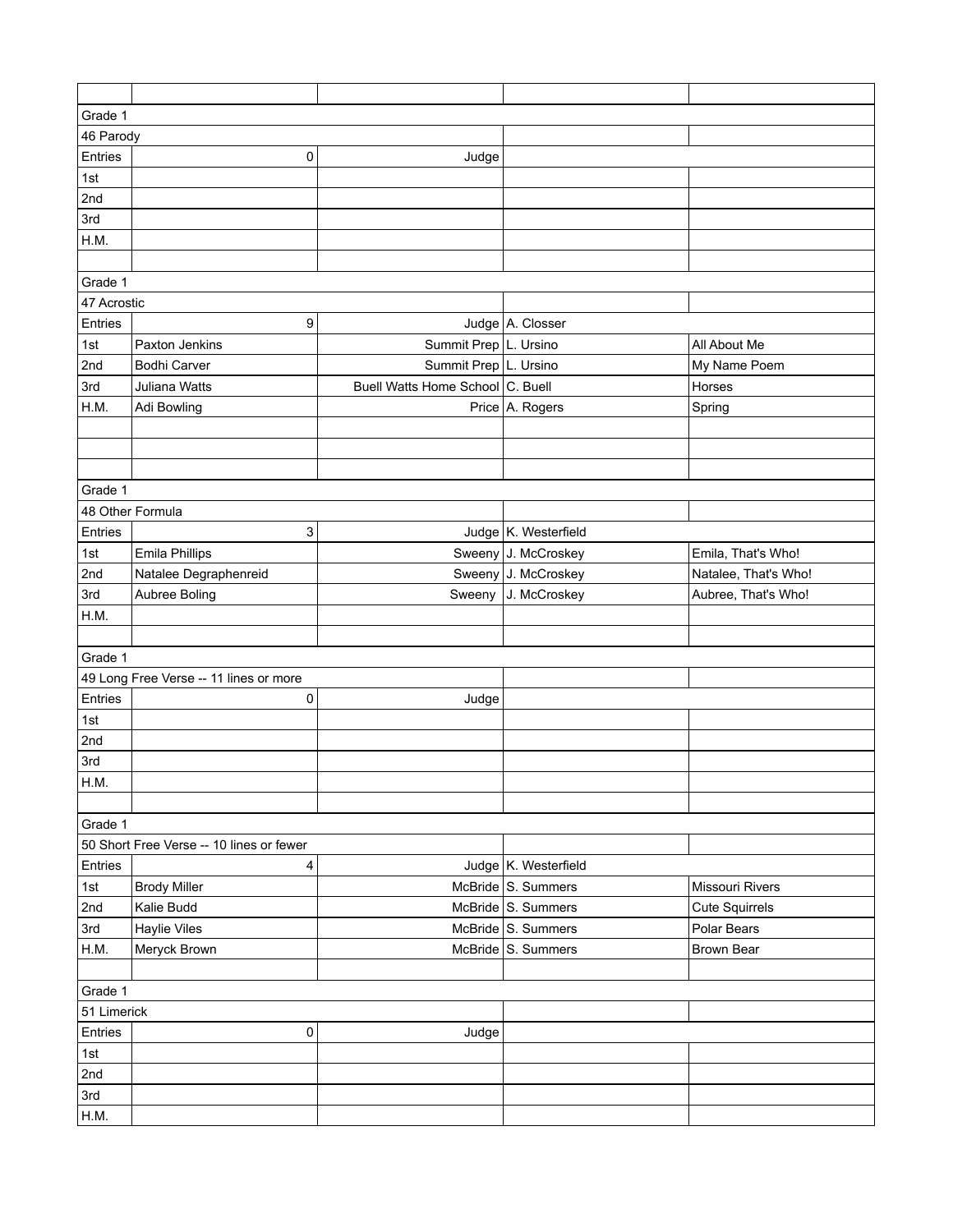| | | | | |
|---|---|---|---|---|
| Grade 1 | | | | |
| 46 Parody | | | | |
| Entries | 0 | Judge | | |
| 1st | | | | |
| 2nd | | | | |
| 3rd | | | | |
| H.M. | | | | |
| | | | | |
| Grade 1 | | | | |
| 47 Acrostic | | | | |
| Entries | 9 | Judge | A. Closser | |
| 1st | Paxton Jenkins | Summit Prep | L. Ursino | All About Me |
| 2nd | Bodhi Carver | Summit Prep | L. Ursino | My Name Poem |
| 3rd | Juliana Watts | Buell Watts Home School | C. Buell | Horses |
| H.M. | Adi Bowling | Price | A. Rogers | Spring |
| | | | | |
| | | | | |
| | | | | |
| Grade 1 | | | | |
| 48 Other Formula | | | | |
| Entries | 3 | Judge | K. Westerfield | |
| 1st | Emila Phillips | Sweeny | J. McCroskey | Emila, That's Who! |
| 2nd | Natalee Degraphenreid | Sweeny | J. McCroskey | Natalee, That's Who! |
| 3rd | Aubree Boling | Sweeny | J. McCroskey | Aubree, That's Who! |
| H.M. | | | | |
| | | | | |
| Grade 1 | | | | |
| 49 Long Free Verse -- 11 lines or more | | | | |
| Entries | 0 | Judge | | |
| 1st | | | | |
| 2nd | | | | |
| 3rd | | | | |
| H.M. | | | | |
| | | | | |
| Grade 1 | | | | |
| 50 Short Free Verse -- 10 lines or fewer | | | | |
| Entries | 4 | Judge | K. Westerfield | |
| 1st | Brody Miller | McBride | S. Summers | Missouri Rivers |
| 2nd | Kalie Budd | McBride | S. Summers | Cute Squirrels |
| 3rd | Haylie Viles | McBride | S. Summers | Polar Bears |
| H.M. | Meryck Brown | McBride | S. Summers | Brown Bear |
| | | | | |
| Grade 1 | | | | |
| 51 Limerick | | | | |
| Entries | 0 | Judge | | |
| 1st | | | | |
| 2nd | | | | |
| 3rd | | | | |
| H.M. | | | | |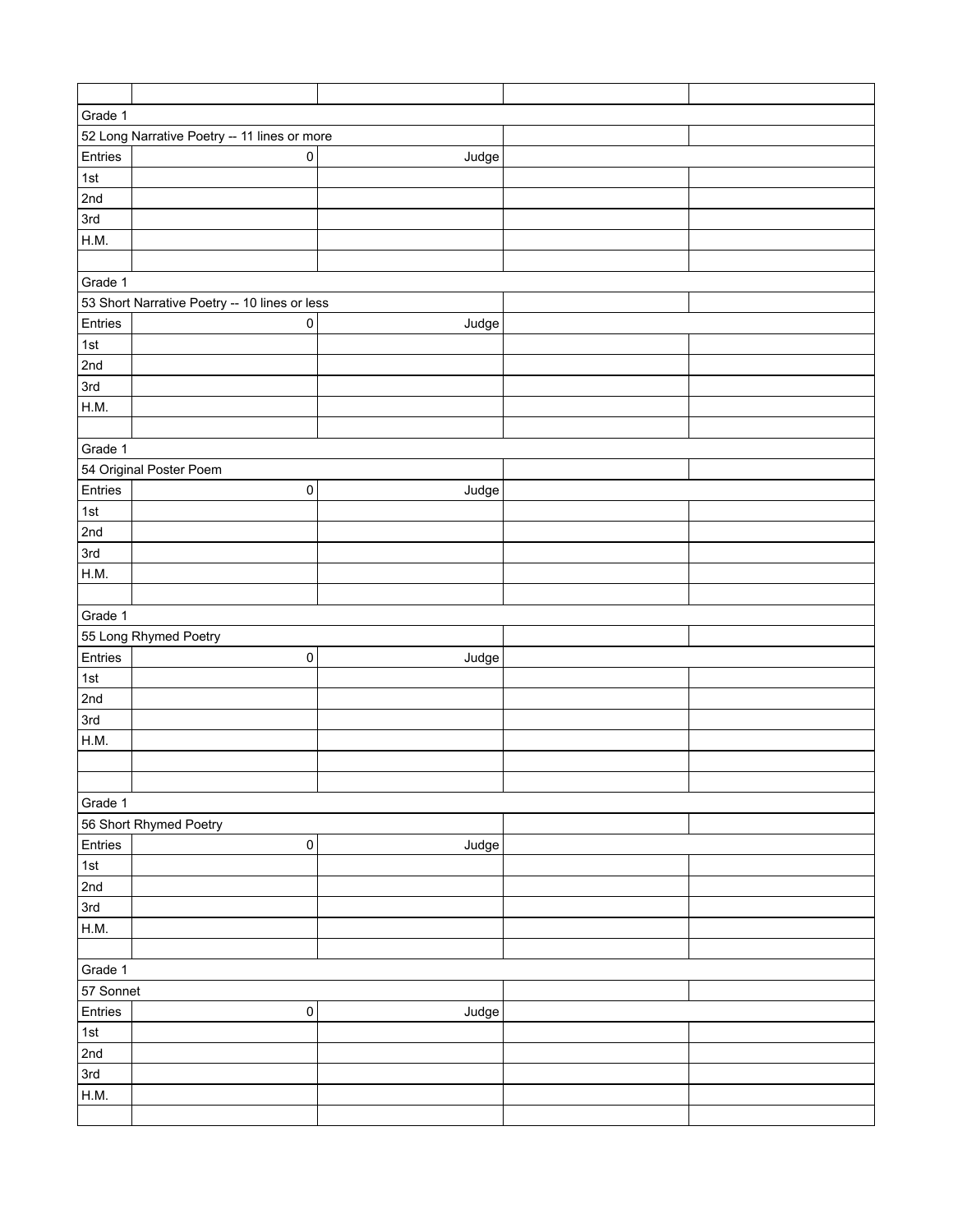| | | | | |
|---|---|---|---|---|
| Grade 1 | | | | |
| 52 Long Narrative Poetry -- 11 lines or more | | | | |
| Entries | 0 | Judge | | |
| 1st | | | | |
| 2nd | | | | |
| 3rd | | | | |
| H.M. | | | | |
| | | | | |
| Grade 1 | | | | |
| 53 Short Narrative Poetry -- 10 lines or less | | | | |
| Entries | 0 | Judge | | |
| 1st | | | | |
| 2nd | | | | |
| 3rd | | | | |
| H.M. | | | | |
| | | | | |
| Grade 1 | | | | |
| 54 Original Poster Poem | | | | |
| Entries | 0 | Judge | | |
| 1st | | | | |
| 2nd | | | | |
| 3rd | | | | |
| H.M. | | | | |
| | | | | |
| Grade 1 | | | | |
| 55 Long Rhymed Poetry | | | | |
| Entries | 0 | Judge | | |
| 1st | | | | |
| 2nd | | | | |
| 3rd | | | | |
| H.M. | | | | |
| | | | | |
| | | | | |
| Grade 1 | | | | |
| 56 Short Rhymed Poetry | | | | |
| Entries | 0 | Judge | | |
| 1st | | | | |
| 2nd | | | | |
| 3rd | | | | |
| H.M. | | | | |
| | | | | |
| Grade 1 | | | | |
| 57 Sonnet | | | | |
| Entries | 0 | Judge | | |
| 1st | | | | |
| 2nd | | | | |
| 3rd | | | | |
| H.M. | | | | |
| | | | | |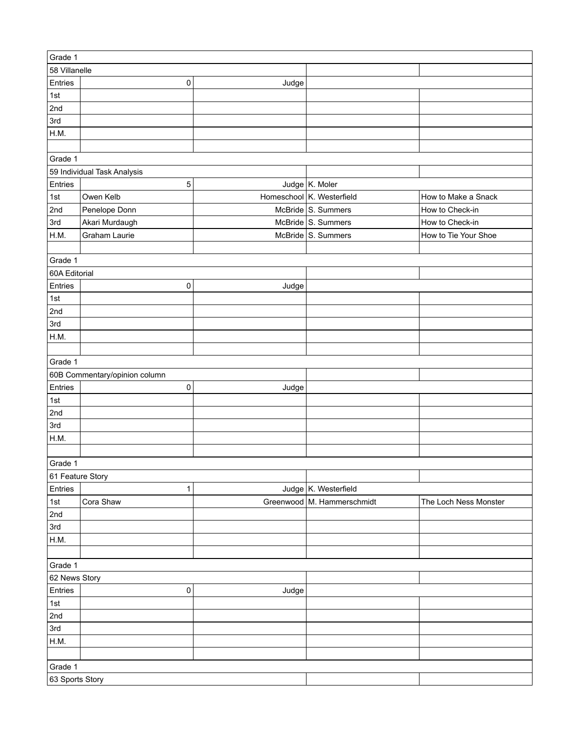| Grade 1 | | | | |
|---|---|---|---|---|
| 58 Villanelle | | | | |
| Entries | 0 | Judge | | |
| 1st | | | | |
| 2nd | | | | |
| 3rd | | | | |
| H.M. | | | | |
| | | | | |
| Grade 1 | | | | |
| 59 Individual Task Analysis | | | | |
| Entries | 5 | Judge | K. Moler | |
| 1st | Owen Kelb | Homeschool | K. Westerfield | How to Make a Snack |
| 2nd | Penelope Donn | McBride | S. Summers | How to Check-in |
| 3rd | Akari Murdaugh | McBride | S. Summers | How to Check-in |
| H.M. | Graham Laurie | McBride | S. Summers | How to Tie Your Shoe |
| | | | | |
| Grade 1 | | | | |
| 60A Editorial | | | | |
| Entries | 0 | Judge | | |
| 1st | | | | |
| 2nd | | | | |
| 3rd | | | | |
| H.M. | | | | |
| | | | | |
| Grade 1 | | | | |
| 60B Commentary/opinion column | | | | |
| Entries | 0 | Judge | | |
| 1st | | | | |
| 2nd | | | | |
| 3rd | | | | |
| H.M. | | | | |
| | | | | |
| Grade 1 | | | | |
| 61 Feature Story | | | | |
| Entries | 1 | Judge | K. Westerfield | |
| 1st | Cora Shaw | Greenwood | M. Hammerschmidt | The Loch Ness Monster |
| 2nd | | | | |
| 3rd | | | | |
| H.M. | | | | |
| | | | | |
| Grade 1 | | | | |
| 62 News Story | | | | |
| Entries | 0 | Judge | | |
| 1st | | | | |
| 2nd | | | | |
| 3rd | | | | |
| H.M. | | | | |
| | | | | |
| Grade 1 | | | | |
| 63 Sports Story | | | | |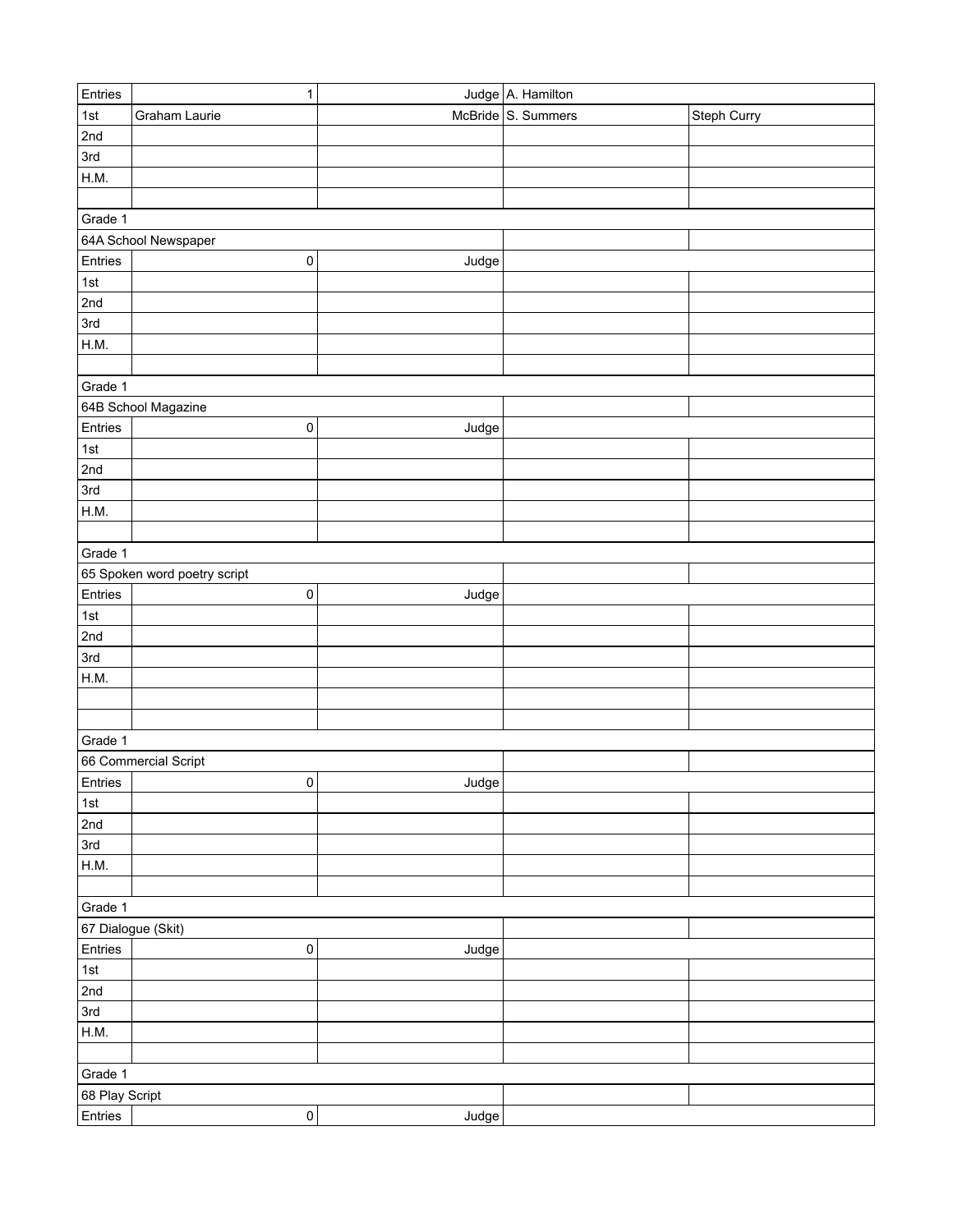| Entries | 1 | Judge | A. Hamilton | |
| --- | --- | --- | --- | --- |
| 1st | Graham Laurie | McBride | S. Summers | Steph Curry |
| 2nd | | | | |
| 3rd | | | | |
| H.M. | | | | |
| | | | | |
| Grade 1 | | | | |
| 64A School Newspaper | | | | |
| Entries | 0 | Judge | | |
| 1st | | | | |
| 2nd | | | | |
| 3rd | | | | |
| H.M. | | | | |
| | | | | |
| Grade 1 | | | | |
| 64B School Magazine | | | | |
| Entries | 0 | Judge | | |
| 1st | | | | |
| 2nd | | | | |
| 3rd | | | | |
| H.M. | | | | |
| | | | | |
| Grade 1 | | | | |
| 65 Spoken word poetry script | | | | |
| Entries | 0 | Judge | | |
| 1st | | | | |
| 2nd | | | | |
| 3rd | | | | |
| H.M. | | | | |
| | | | | |
| | | | | |
| Grade 1 | | | | |
| 66 Commercial Script | | | | |
| Entries | 0 | Judge | | |
| 1st | | | | |
| 2nd | | | | |
| 3rd | | | | |
| H.M. | | | | |
| | | | | |
| Grade 1 | | | | |
| 67 Dialogue (Skit) | | | | |
| Entries | 0 | Judge | | |
| 1st | | | | |
| 2nd | | | | |
| 3rd | | | | |
| H.M. | | | | |
| | | | | |
| Grade 1 | | | | |
| 68 Play Script | | | | |
| Entries | 0 | Judge | | |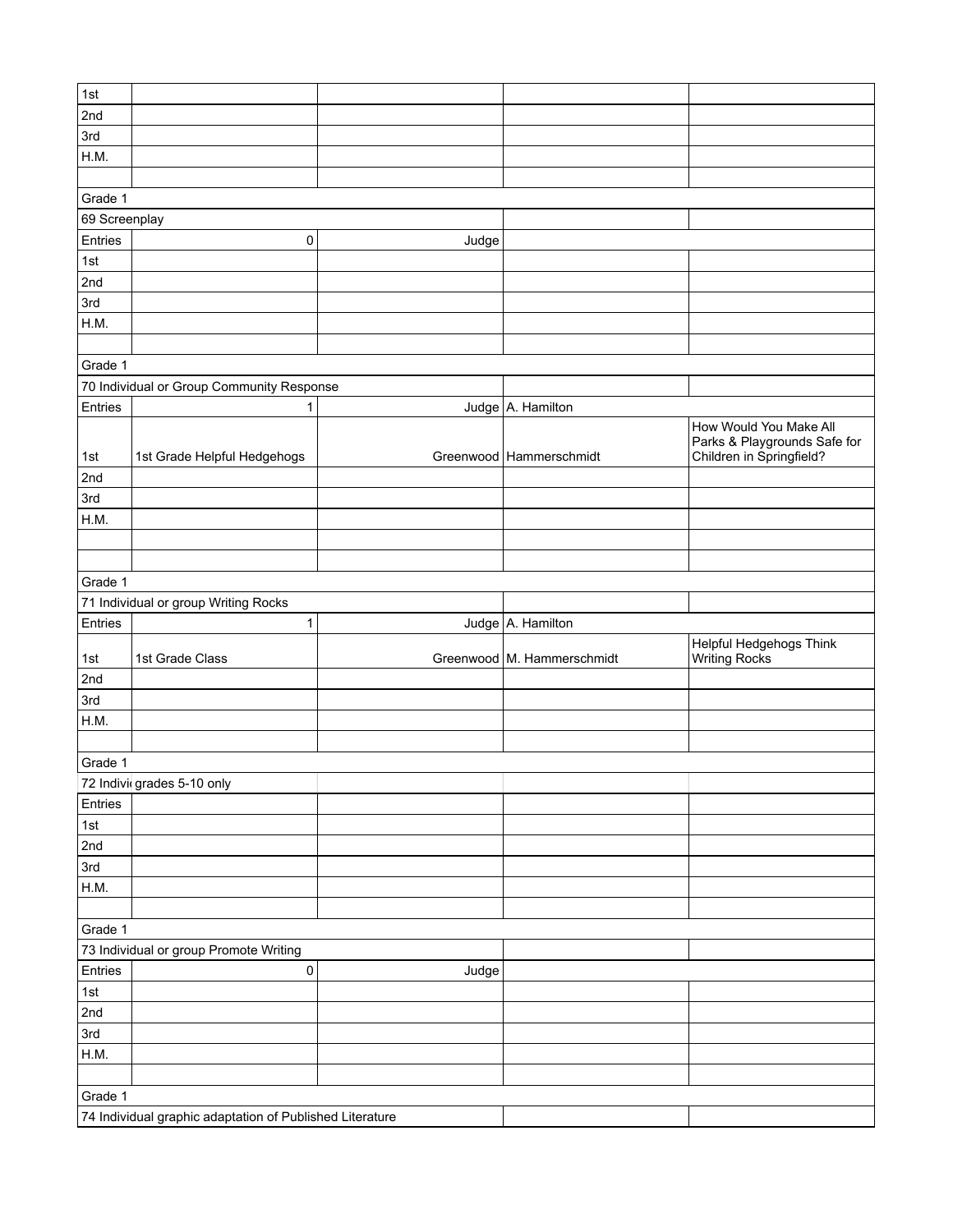| | | | | |
|---|---|---|---|---|
| 1st | | | | |
| 2nd | | | | |
| 3rd | | | | |
| H.M. | | | | |
| | | | | |
| Grade 1 | | | | |
| 69 Screenplay | | | | |
| Entries | 0 | Judge | | |
| 1st | | | | |
| 2nd | | | | |
| 3rd | | | | |
| H.M. | | | | |
| | | | | |
| Grade 1 | | | | |
| 70 Individual or Group Community Response | | | | |
| Entries | 1 | Judge | A. Hamilton | |
| 1st | 1st Grade Helpful Hedgehogs | Greenwood | Hammerschmidt | How Would You Make All Parks & Playgrounds Safe for Children in Springfield? |
| 2nd | | | | |
| 3rd | | | | |
| H.M. | | | | |
| | | | | |
| | | | | |
| Grade 1 | | | | |
| 71 Individual or group Writing Rocks | | | | |
| Entries | 1 | Judge | A. Hamilton | |
| 1st | 1st Grade Class | Greenwood | M. Hammerschmidt | Helpful Hedgehogs Think Writing Rocks |
| 2nd | | | | |
| 3rd | | | | |
| H.M. | | | | |
| | | | | |
| Grade 1 | | | | |
| 72 Indivi | grades 5-10 only | | | |
| Entries | | | | |
| 1st | | | | |
| 2nd | | | | |
| 3rd | | | | |
| H.M. | | | | |
| | | | | |
| Grade 1 | | | | |
| 73 Individual or group Promote Writing | | | | |
| Entries | 0 | Judge | | |
| 1st | | | | |
| 2nd | | | | |
| 3rd | | | | |
| H.M. | | | | |
| | | | | |
| Grade 1 | | | | |
| 74 Individual graphic adaptation of Published Literature | | | | |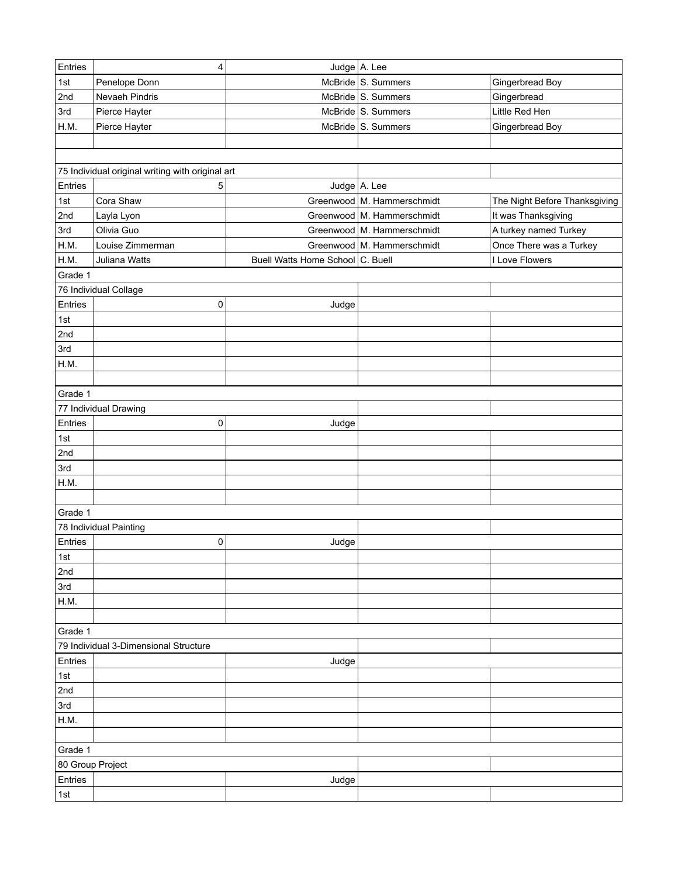| Entries | 4 | Judge | A. Lee | |
|---|---|---|---|---|
| 1st | Penelope Donn | McBride | S. Summers | Gingerbread Boy |
| 2nd | Nevaeh Pindris | McBride | S. Summers | Gingerbread |
| 3rd | Pierce Hayter | McBride | S. Summers | Little Red Hen |
| H.M. | Pierce Hayter | McBride | S. Summers | Gingerbread Boy |
| | | | | |
| | | | | |
| 75 Individual original writing with original art | | | | |
| Entries | 5 | Judge | A. Lee | |
| 1st | Cora Shaw | Greenwood | M. Hammerschmidt | The Night Before Thanksgiving |
| 2nd | Layla Lyon | Greenwood | M. Hammerschmidt | It was Thanksgiving |
| 3rd | Olivia Guo | Greenwood | M. Hammerschmidt | A turkey named Turkey |
| H.M. | Louise Zimmerman | Greenwood | M. Hammerschmidt | Once There was a Turkey |
| H.M. | Juliana Watts | Buell Watts Home School | C. Buell | I Love Flowers |
| Grade 1 | | | | |
| 76 Individual Collage | | | | |
| Entries | 0 | Judge | | |
| 1st | | | | |
| 2nd | | | | |
| 3rd | | | | |
| H.M. | | | | |
| | | | | |
| Grade 1 | | | | |
| 77 Individual Drawing | | | | |
| Entries | 0 | Judge | | |
| 1st | | | | |
| 2nd | | | | |
| 3rd | | | | |
| H.M. | | | | |
| | | | | |
| Grade 1 | | | | |
| 78 Individual Painting | | | | |
| Entries | 0 | Judge | | |
| 1st | | | | |
| 2nd | | | | |
| 3rd | | | | |
| H.M. | | | | |
| | | | | |
| Grade 1 | | | | |
| 79 Individual 3-Dimensional Structure | | | | |
| Entries | | Judge | | |
| 1st | | | | |
| 2nd | | | | |
| 3rd | | | | |
| H.M. | | | | |
| | | | | |
| Grade 1 | | | | |
| 80 Group Project | | | | |
| Entries | | Judge | | |
| 1st | | | | |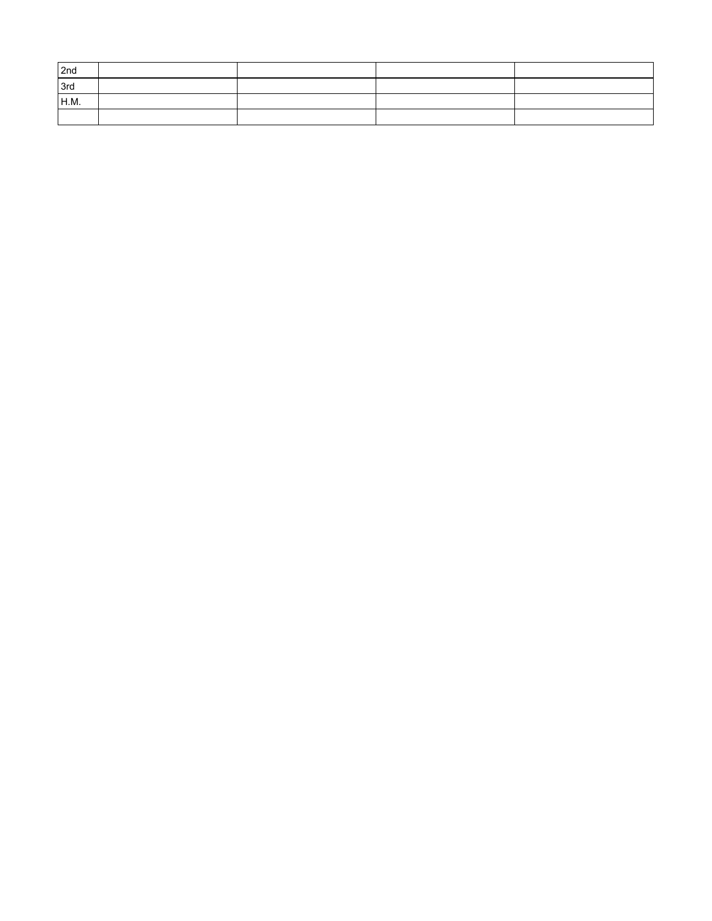| | | | | |
|---|---|---|---|---|
| 2nd | | | | |
| 3rd | | | | |
| H.M. | | | | |
| | | | | |